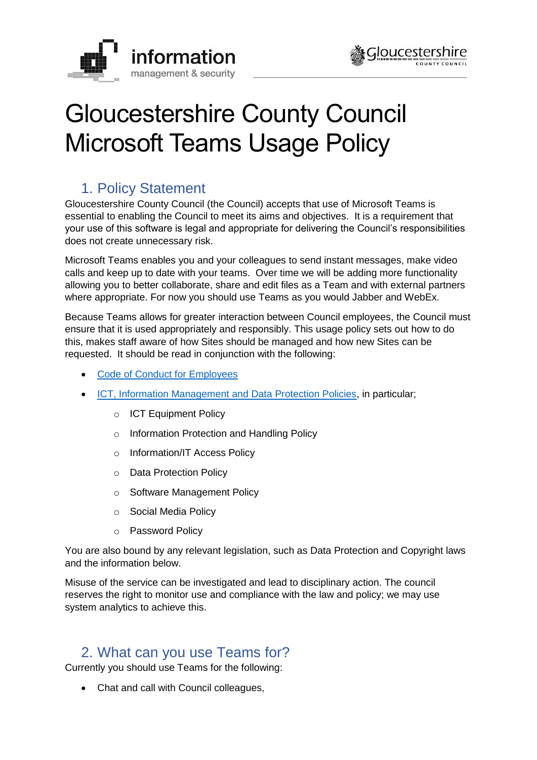# Gloucestershire County Council Microsoft Teams Usage Policy

## 1. Policy Statement

Gloucestershire County Council (the Council) accepts that use of Microsoft Teams is essential to enabling the Council to meet its aims and objectives. It is a requirement that your use of this software is legal and appropriate for delivering the Council's responsibilities does not create unnecessary risk.

Microsoft Teams enables you and your colleagues to send instant messages, make video calls and keep up to date with your teams. Over time we will be adding more functionality allowing you to better collaborate, share and edit files as a Team and with external partners where appropriate. For now you should use Teams as you would Jabber and WebEx.

Because Teams allows for greater interaction between Council employees, the Council must ensure that it is used appropriately and responsibly. This usage policy sets out how to do this, makes staff aware of how Sites should be managed and how new Sites can be requested. It should be read in conjunction with the following:

- Code of Conduct for Employees
- ICT, Information Management and Data Protection Policies, in particular;
    - ICT Equipment Policy
    - Information Protection and Handling Policy
    - Information/IT Access Policy
    - Data Protection Policy
    - Software Management Policy
    - Social Media Policy
    - Password Policy

You are also bound by any relevant legislation, such as Data Protection and Copyright laws and the information below.

Misuse of the service can be investigated and lead to disciplinary action. The council reserves the right to monitor use and compliance with the law and policy; we may use system analytics to achieve this.

## 2. What can you use Teams for?

Currently you should use Teams for the following:

- Chat and call with Council colleagues,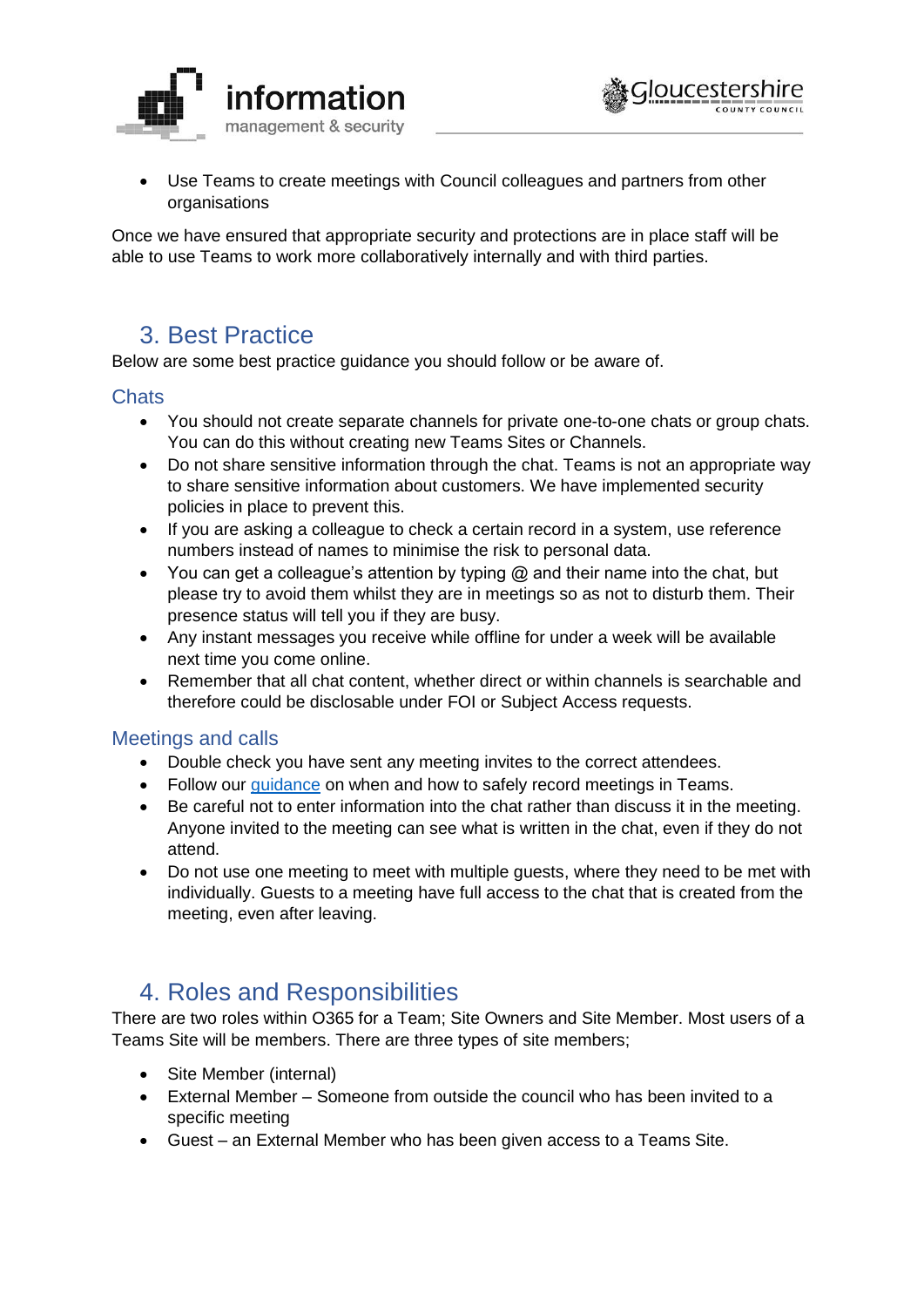- Use Teams to create meetings with Council colleagues and partners from other organisations

Once we have ensured that appropriate security and protections are in place staff will be able to use Teams to work more collaboratively internally and with third parties.

## 3. Best Practice

Below are some best practice guidance you should follow or be aware of.

### Chats

- You should not create separate channels for private one-to-one chats or group chats. You can do this without creating new Teams Sites or Channels.
- Do not share sensitive information through the chat. Teams is not an appropriate way to share sensitive information about customers. We have implemented security policies in place to prevent this.
- If you are asking a colleague to check a certain record in a system, use reference numbers instead of names to minimise the risk to personal data.
- You can get a colleague's attention by typing @ and their name into the chat, but please try to avoid them whilst they are in meetings so as not to disturb them. Their presence status will tell you if they are busy.
- Any instant messages you receive while offline for under a week will be available next time you come online.
- Remember that all chat content, whether direct or within channels is searchable and therefore could be disclosable under FOI or Subject Access requests.

### Meetings and calls

- Double check you have sent any meeting invites to the correct attendees.
- Follow our guidance on when and how to safely record meetings in Teams.
- Be careful not to enter information into the chat rather than discuss it in the meeting. Anyone invited to the meeting can see what is written in the chat, even if they do not attend.
- Do not use one meeting to meet with multiple guests, where they need to be met with individually. Guests to a meeting have full access to the chat that is created from the meeting, even after leaving.

## 4. Roles and Responsibilities

There are two roles within O365 for a Team; Site Owners and Site Member. Most users of a Teams Site will be members. There are three types of site members;

- Site Member (internal)
- External Member – Someone from outside the council who has been invited to a specific meeting
- Guest – an External Member who has been given access to a Teams Site.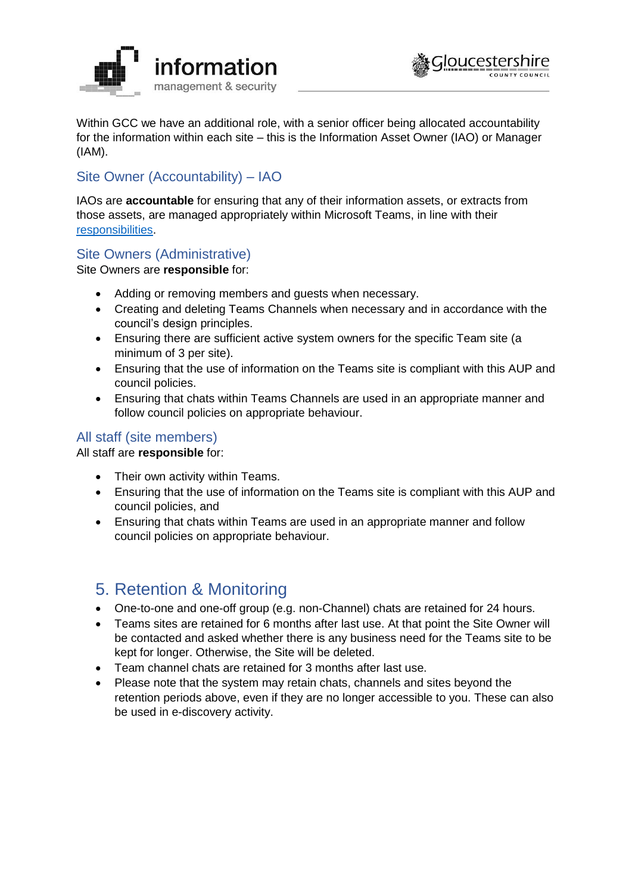Within GCC we have an additional role, with a senior officer being allocated accountability for the information within each site – this is the Information Asset Owner (IAO) or Manager (IAM).

### Site Owner (Accountability) – IAO

IAOs are **accountable** for ensuring that any of their information assets, or extracts from those assets, are managed appropriately within Microsoft Teams, in line with their responsibilities.

### Site Owners (Administrative)

Site Owners are **responsible** for:

- Adding or removing members and guests when necessary.
- Creating and deleting Teams Channels when necessary and in accordance with the council's design principles.
- Ensuring there are sufficient active system owners for the specific Team site (a minimum of 3 per site).
- Ensuring that the use of information on the Teams site is compliant with this AUP and council policies.
- Ensuring that chats within Teams Channels are used in an appropriate manner and follow council policies on appropriate behaviour.

### All staff (site members)

All staff are **responsible** for:

- Their own activity within Teams.
- Ensuring that the use of information on the Teams site is compliant with this AUP and council policies, and
- Ensuring that chats within Teams are used in an appropriate manner and follow council policies on appropriate behaviour.

## 5. Retention & Monitoring

- One-to-one and one-off group (e.g. non-Channel) chats are retained for 24 hours.
- Teams sites are retained for 6 months after last use. At that point the Site Owner will be contacted and asked whether there is any business need for the Teams site to be kept for longer. Otherwise, the Site will be deleted.
- Team channel chats are retained for 3 months after last use.
- Please note that the system may retain chats, channels and sites beyond the retention periods above, even if they are no longer accessible to you. These can also be used in e-discovery activity.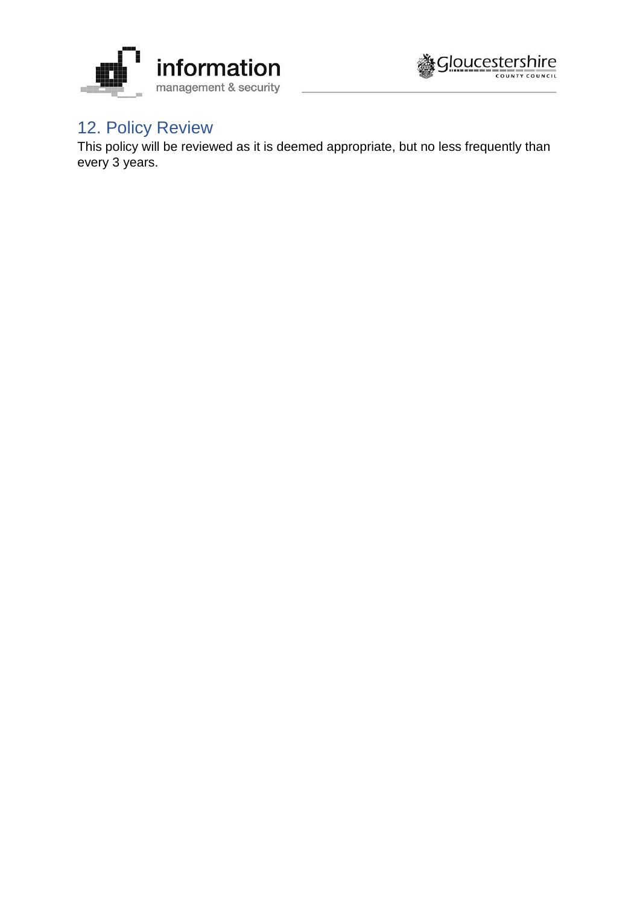## 12. Policy Review

This policy will be reviewed as it is deemed appropriate, but no less frequently than every 3 years.